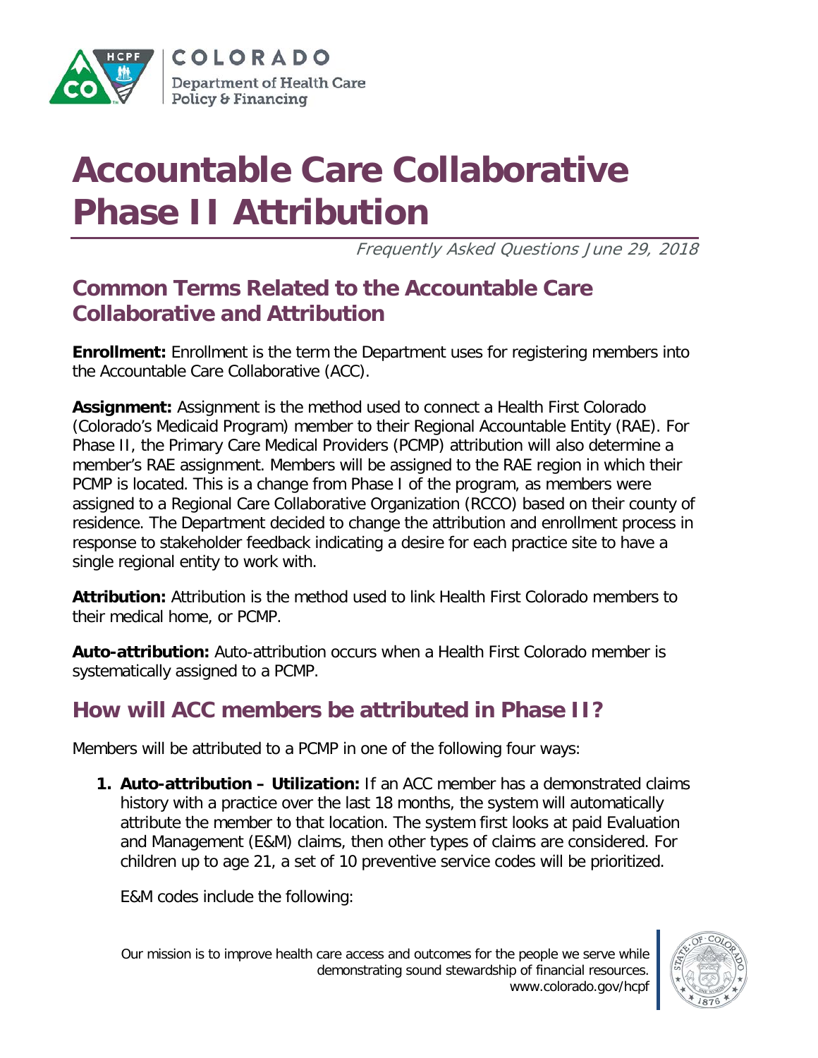# Accountable Care Collaborative Phase II Attribution

*Frequently Asked Questions June 29, 2018*

## Common Terms Related to the Accountable Care Collaborative and Attribution

**Enrollment:** Enrollment is the term the Department uses for registering members into the Accountable Care Collaborative (ACC).

**Assignment:** Assignment is the method used to connect a Health First Colorado (Colorado's Medicaid Program) member to their Regional Accountable Entity (RAE). For Phase II, the Primary Care Medical Providers (PCMP) attribution will also determine a member's RAE assignment. Members will be assigned to the RAE region in which their PCMP is located. This is a change from Phase I of the program, as members were assigned to a Regional Care Collaborative Organization (RCCO) based on their county of residence. The Department decided to change the attribution and enrollment process in response to stakeholder feedback indicating a desire for each practice site to have a single regional entity to work with.

**Attribution:** Attribution is the method used to link Health First Colorado members to their medical home, or PCMP.

**Auto-attribution:** Auto-attribution occurs when a Health First Colorado member is systematically assigned to a PCMP.

## How will ACC members be attributed in Phase II?

Members will be attributed to a PCMP in one of the following four ways:

1. **Auto-attribution – Utilization:** If an ACC member has a demonstrated claims history with a practice over the last 18 months, the system will automatically attribute the member to that location. The system first looks at paid Evaluation and Management (E&M) claims, then other types of claims are considered. For children up to age 21, a set of 10 preventive service codes will be prioritized.

   E&M codes include the following: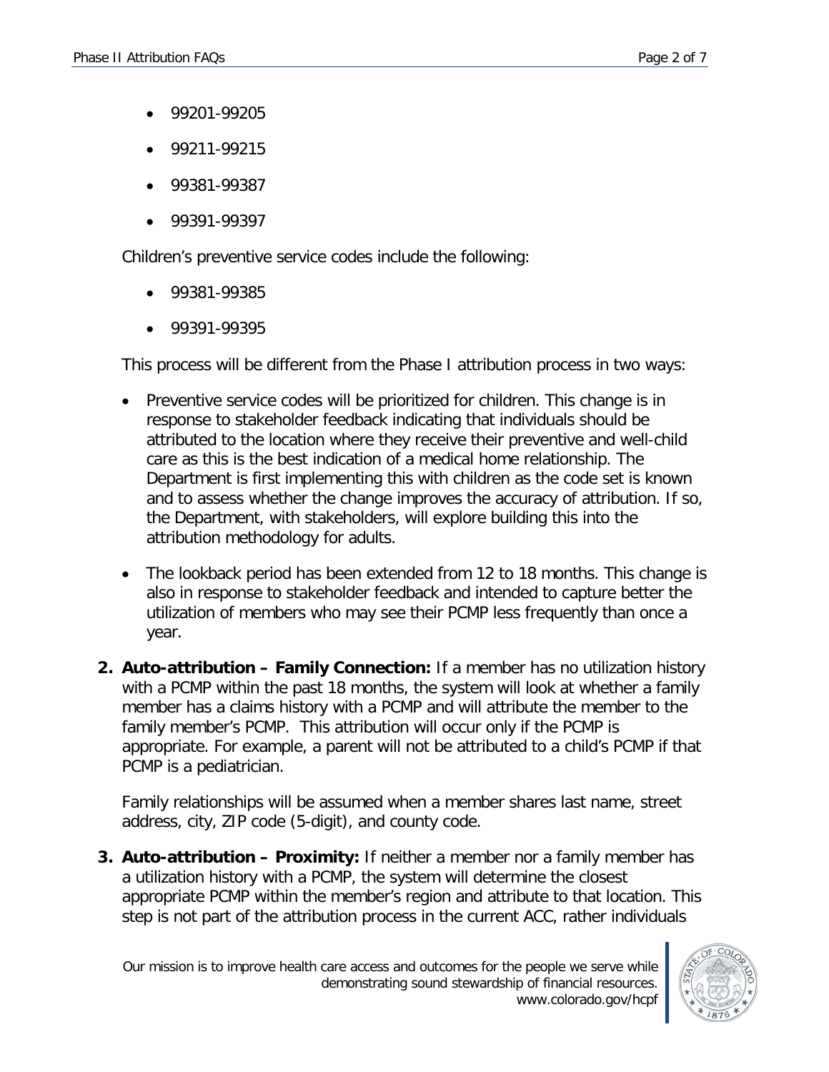- 99201-99205
- 99211-99215
- 99381-99387
- 99391-99397

Children's preventive service codes include the following:

- 99381-99385
- 99391-99395

This process will be different from the Phase I attribution process in two ways:

- Preventive service codes will be prioritized for children. This change is in response to stakeholder feedback indicating that individuals should be attributed to the location where they receive their preventive and well-child care as this is the best indication of a medical home relationship. The Department is first implementing this with children as the code set is known and to assess whether the change improves the accuracy of attribution. If so, the Department, with stakeholders, will explore building this into the attribution methodology for adults.
- The lookback period has been extended from 12 to 18 months. This change is also in response to stakeholder feedback and intended to capture better the utilization of members who may see their PCMP less frequently than once a year.

2. **Auto-attribution – Family Connection:** If a member has no utilization history with a PCMP within the past 18 months, the system will look at whether a family member has a claims history with a PCMP and will attribute the member to the family member's PCMP. This attribution will occur only if the PCMP is appropriate. For example, a parent will not be attributed to a child's PCMP if that PCMP is a pediatrician.

   Family relationships will be assumed when a member shares last name, street address, city, ZIP code (5-digit), and county code.

3. **Auto-attribution – Proximity:** If neither a member nor a family member has a utilization history with a PCMP, the system will determine the closest appropriate PCMP within the member's region and attribute to that location. This step is not part of the attribution process in the current ACC, rather individuals

Our mission is to improve health care access and outcomes for the people we serve while demonstrating sound stewardship of financial resources.
www.colorado.gov/hcpf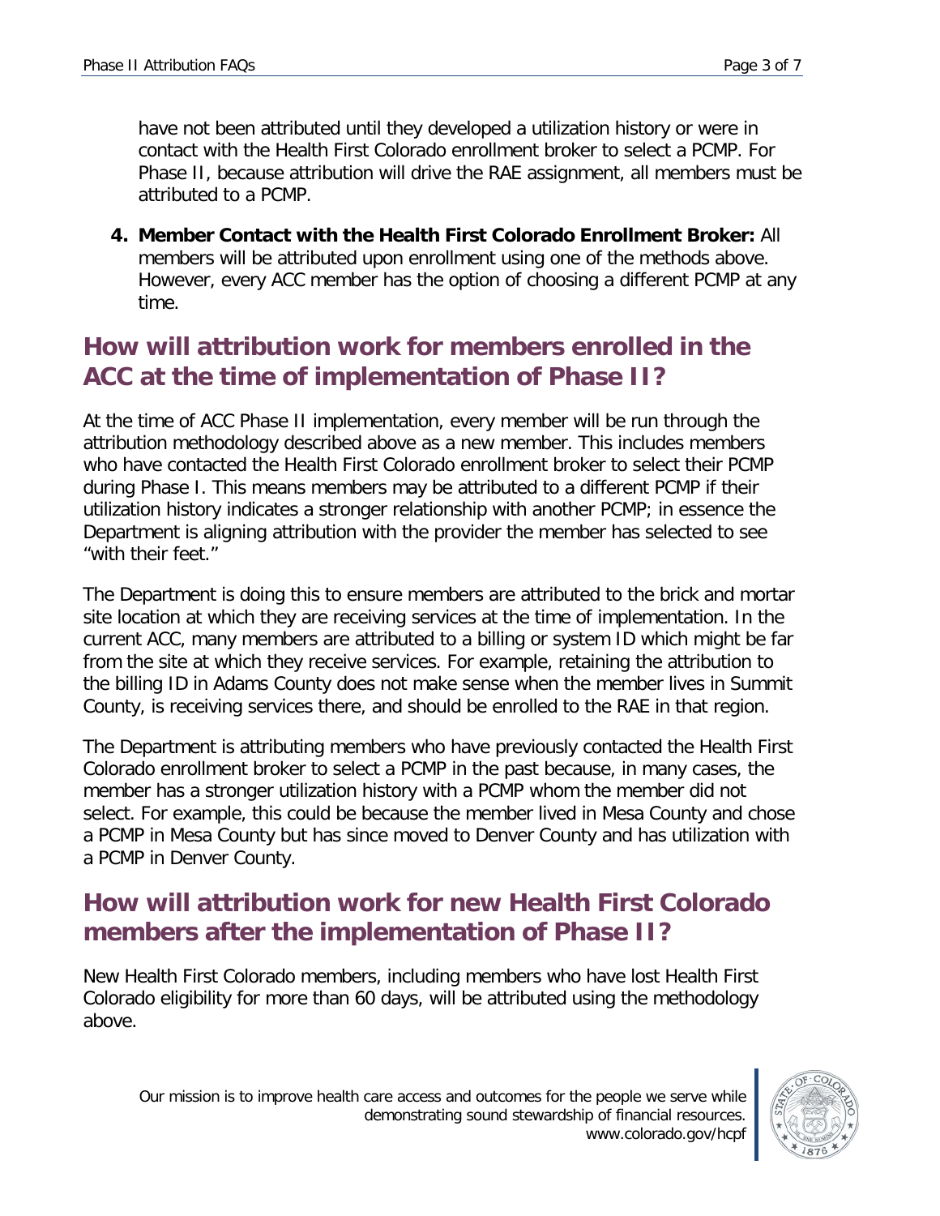have not been attributed until they developed a utilization history or were in contact with the Health First Colorado enrollment broker to select a PCMP. For Phase II, because attribution will drive the RAE assignment, all members must be attributed to a PCMP.

4. **Member Contact with the Health First Colorado Enrollment Broker:** All members will be attributed upon enrollment using one of the methods above. However, every ACC member has the option of choosing a different PCMP at any time.

## How will attribution work for members enrolled in the ACC at the time of implementation of Phase II?

At the time of ACC Phase II implementation, every member will be run through the attribution methodology described above as a new member. This includes members who have contacted the Health First Colorado enrollment broker to select their PCMP during Phase I. This means members may be attributed to a different PCMP if their utilization history indicates a stronger relationship with another PCMP; in essence the Department is aligning attribution with the provider the member has selected to see "with their feet."

The Department is doing this to ensure members are attributed to the brick and mortar site location at which they are receiving services at the time of implementation. In the current ACC, many members are attributed to a billing or system ID which might be far from the site at which they receive services. For example, retaining the attribution to the billing ID in Adams County does not make sense when the member lives in Summit County, is receiving services there, and should be enrolled to the RAE in that region.

The Department is attributing members who have previously contacted the Health First Colorado enrollment broker to select a PCMP in the past because, in many cases, the member has a stronger utilization history with a PCMP whom the member did not select. For example, this could be because the member lived in Mesa County and chose a PCMP in Mesa County but has since moved to Denver County and has utilization with a PCMP in Denver County.

## How will attribution work for new Health First Colorado members after the implementation of Phase II?

New Health First Colorado members, including members who have lost Health First Colorado eligibility for more than 60 days, will be attributed using the methodology above.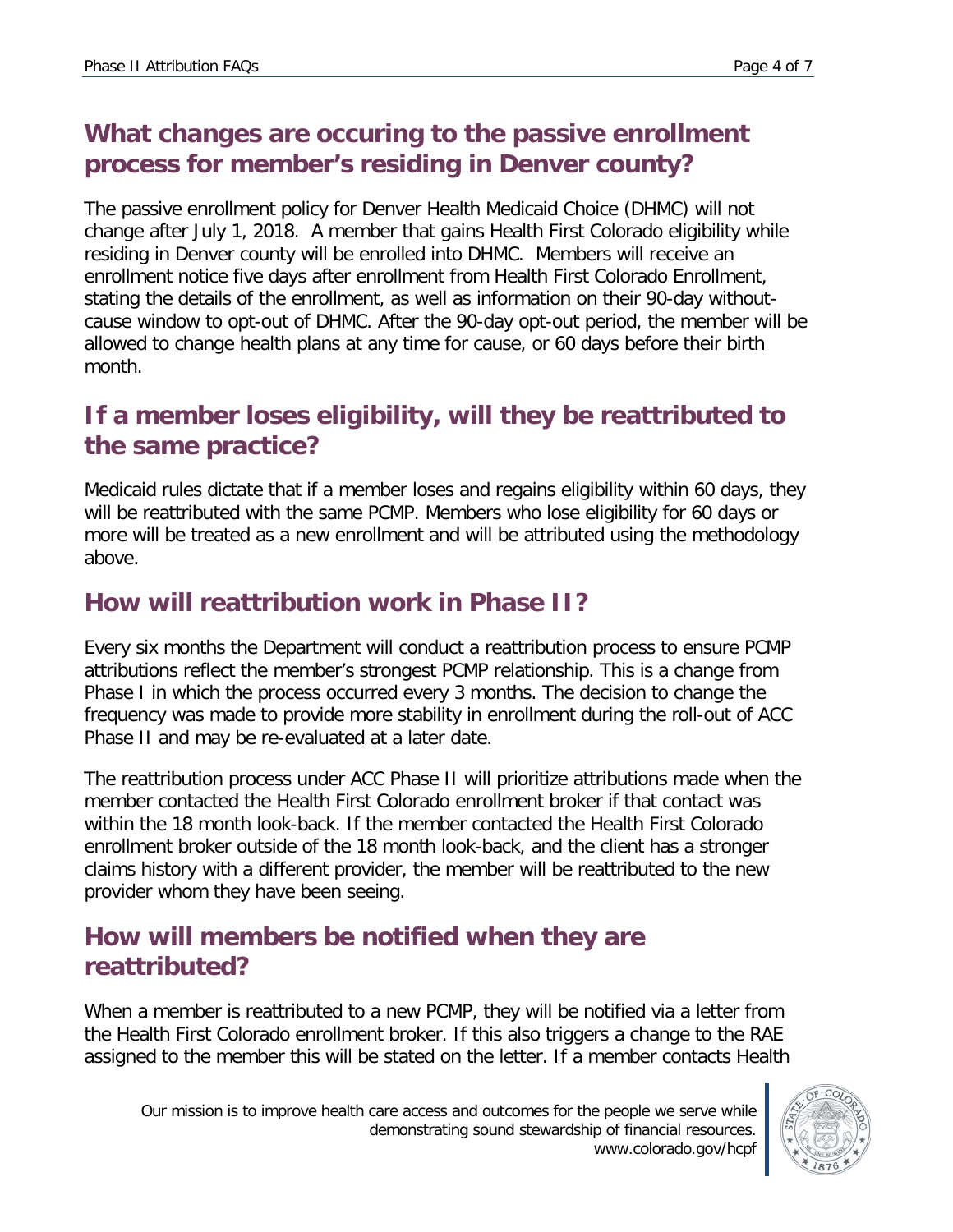## What changes are occuring to the passive enrollment process for member's residing in Denver county?

The passive enrollment policy for Denver Health Medicaid Choice (DHMC) will not change after July 1, 2018. A member that gains Health First Colorado eligibility while residing in Denver county will be enrolled into DHMC. Members will receive an enrollment notice five days after enrollment from Health First Colorado Enrollment, stating the details of the enrollment, as well as information on their 90-day without-cause window to opt-out of DHMC. After the 90-day opt-out period, the member will be allowed to change health plans at any time for cause, or 60 days before their birth month.

## If a member loses eligibility, will they be reattributed to the same practice?

Medicaid rules dictate that if a member loses and regains eligibility within 60 days, they will be reattributed with the same PCMP. Members who lose eligibility for 60 days or more will be treated as a new enrollment and will be attributed using the methodology above.

## How will reattribution work in Phase II?

Every six months the Department will conduct a reattribution process to ensure PCMP attributions reflect the member's strongest PCMP relationship. This is a change from Phase I in which the process occurred every 3 months. The decision to change the frequency was made to provide more stability in enrollment during the roll-out of ACC Phase II and may be re-evaluated at a later date.

The reattribution process under ACC Phase II will prioritize attributions made when the member contacted the Health First Colorado enrollment broker if that contact was within the 18 month look-back. If the member contacted the Health First Colorado enrollment broker outside of the 18 month look-back, and the client has a stronger claims history with a different provider, the member will be reattributed to the new provider whom they have been seeing.

## How will members be notified when they are reattributed?

When a member is reattributed to a new PCMP, they will be notified via a letter from the Health First Colorado enrollment broker. If this also triggers a change to the RAE assigned to the member this will be stated on the letter. If a member contacts Health

Our mission is to improve health care access and outcomes for the people we serve while demonstrating sound stewardship of financial resources.
www.colorado.gov/hcpf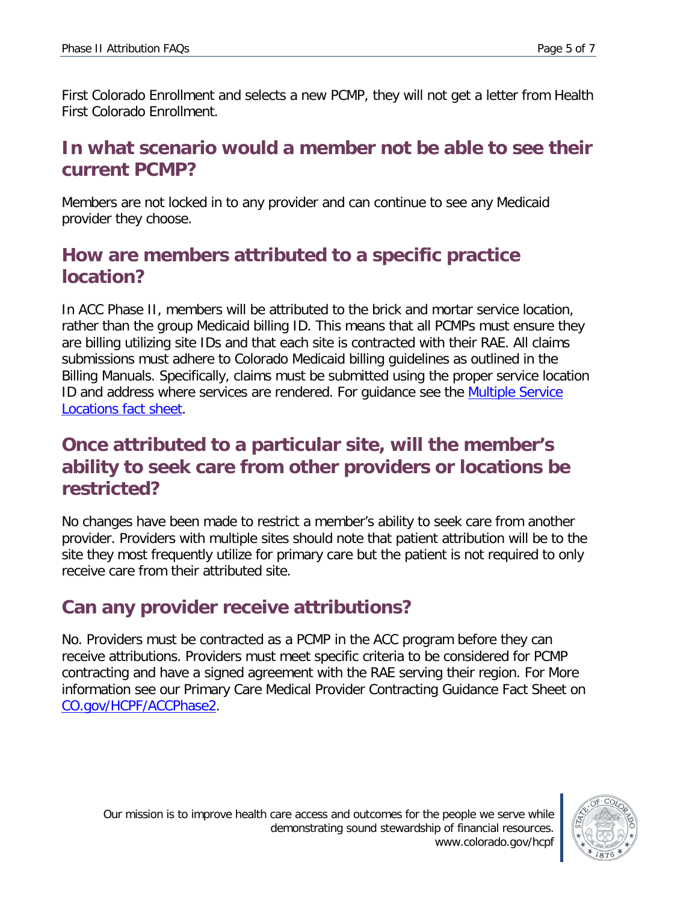First Colorado Enrollment and selects a new PCMP, they will not get a letter from Health First Colorado Enrollment.

## In what scenario would a member not be able to see their current PCMP?

Members are not locked in to any provider and can continue to see any Medicaid provider they choose.

## How are members attributed to a specific practice location?

In ACC Phase II, members will be attributed to the brick and mortar service location, rather than the group Medicaid billing ID. This means that all PCMPs must ensure they are billing utilizing site IDs and that each site is contracted with their RAE. All claims submissions must adhere to Colorado Medicaid billing guidelines as outlined in the Billing Manuals. Specifically, claims must be submitted using the proper service location ID and address where services are rendered. For guidance see the Multiple Service Locations fact sheet.

## Once attributed to a particular site, will the member's ability to seek care from other providers or locations be restricted?

No changes have been made to restrict a member's ability to seek care from another provider. Providers with multiple sites should note that patient attribution will be to the site they most frequently utilize for primary care but the patient is not required to only receive care from their attributed site.

## Can any provider receive attributions?

No. Providers must be contracted as a PCMP in the ACC program before they can receive attributions. Providers must meet specific criteria to be considered for PCMP contracting and have a signed agreement with the RAE serving their region. For More information see our Primary Care Medical Provider Contracting Guidance Fact Sheet on CO.gov/HCPF/ACCPhase2.

Our mission is to improve health care access and outcomes for the people we serve while demonstrating sound stewardship of financial resources.
www.colorado.gov/hcpf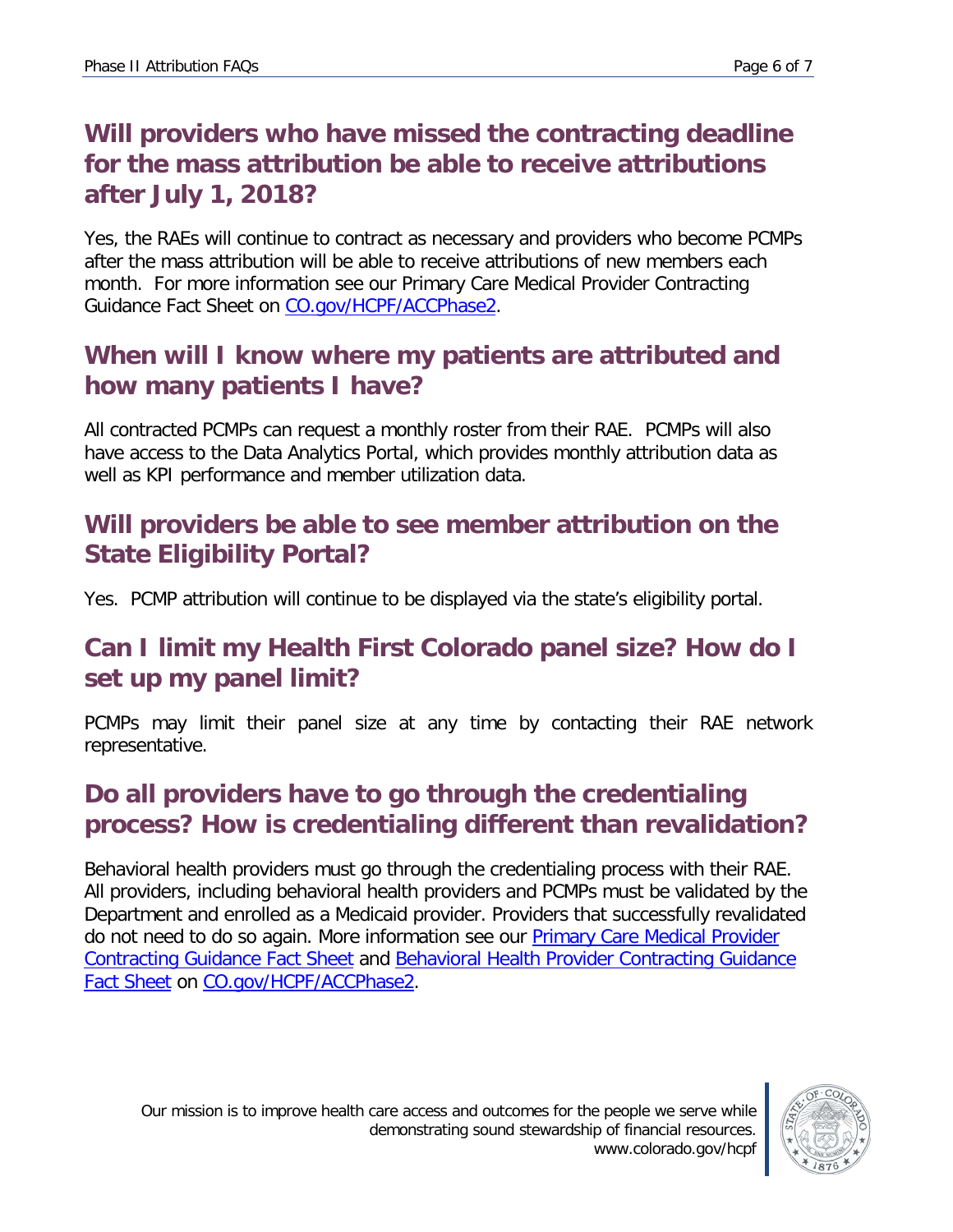## Will providers who have missed the contracting deadline for the mass attribution be able to receive attributions after July 1, 2018?

Yes, the RAEs will continue to contract as necessary and providers who become PCMPs after the mass attribution will be able to receive attributions of new members each month. For more information see our Primary Care Medical Provider Contracting Guidance Fact Sheet on [CO.gov/HCPF/ACCPhase2](CO.gov/HCPF/ACCPhase2).

## When will I know where my patients are attributed and how many patients I have?

All contracted PCMPs can request a monthly roster from their RAE. PCMPs will also have access to the Data Analytics Portal, which provides monthly attribution data as well as KPI performance and member utilization data.

## Will providers be able to see member attribution on the State Eligibility Portal?

Yes. PCMP attribution will continue to be displayed via the state's eligibility portal.

## Can I limit my Health First Colorado panel size? How do I set up my panel limit?

PCMPs may limit their panel size at any time by contacting their RAE network representative.

## Do all providers have to go through the credentialing process? How is credentialing different than revalidation?

Behavioral health providers must go through the credentialing process with their RAE. All providers, including behavioral health providers and PCMPs must be validated by the Department and enrolled as a Medicaid provider. Providers that successfully revalidated do not need to do so again. More information see our Primary Care Medical Provider Contracting Guidance Fact Sheet and Behavioral Health Provider Contracting Guidance Fact Sheet on [CO.gov/HCPF/ACCPhase2](CO.gov/HCPF/ACCPhase2).

Our mission is to improve health care access and outcomes for the people we serve while demonstrating sound stewardship of financial resources.
www.colorado.gov/hcpf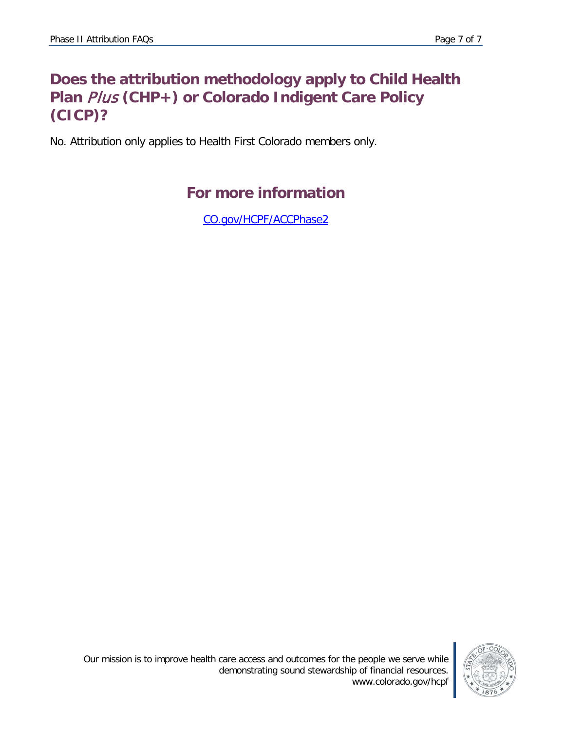## Does the attribution methodology apply to Child Health Plan *Plus* (CHP+) or Colorado Indigent Care Policy (CICP)?

No. Attribution only applies to Health First Colorado members only.

## For more information

[CO.gov/HCPF/ACCPhase2](CO.gov/HCPF/ACCPhase2)

Our mission is to improve health care access and outcomes for the people we serve while demonstrating sound stewardship of financial resources.
www.colorado.gov/hcpf